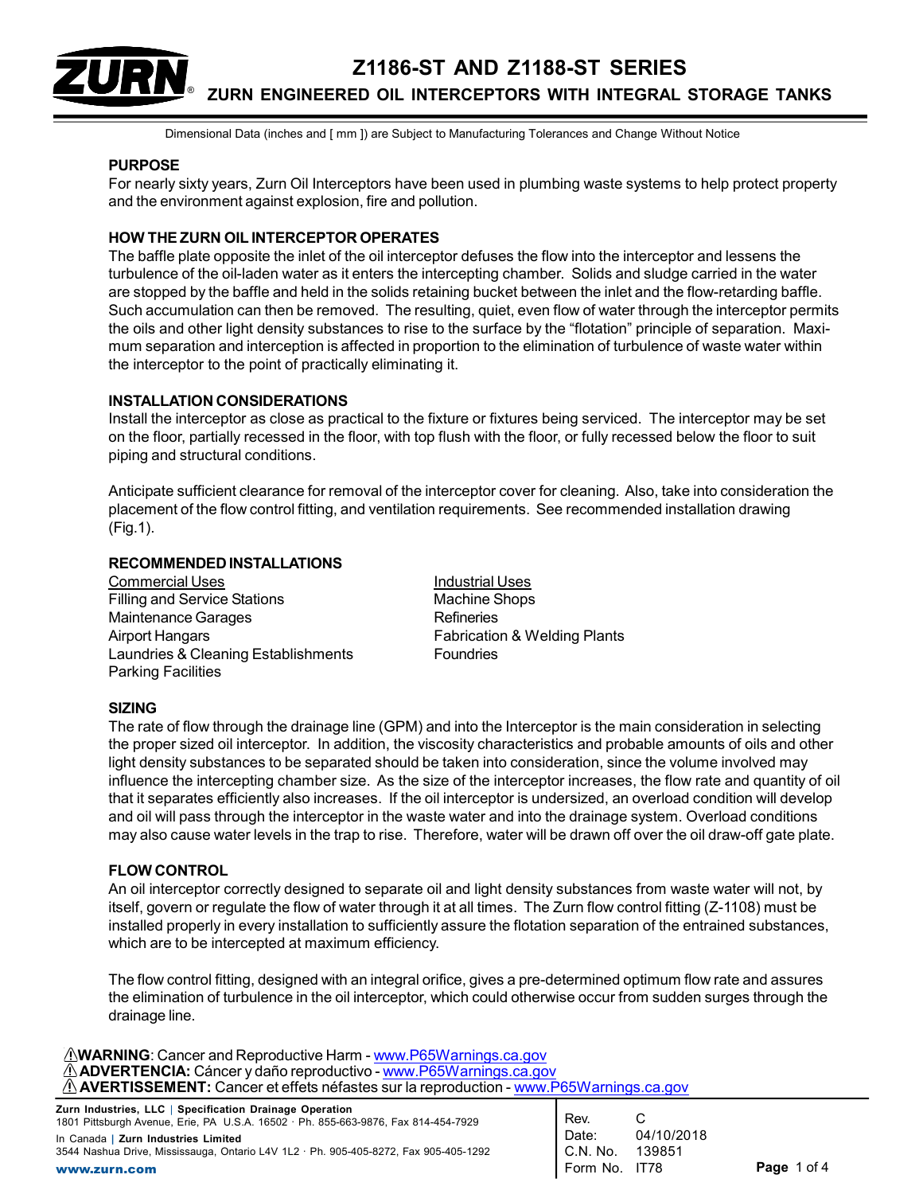# Z1186-ST AND Z1188-ST SERIES

## ZURN ENGINEERED OIL INTERCEPTORS WITH INTEGRAL STORAGE TANKS

Dimensional Data (inches and [ mm ]) are Subject to Manufacturing Tolerances and Change Without Notice

### PURPOSE

For nearly sixty years, Zurn Oil Interceptors have been used in plumbing waste systems to help protect property and the environment against explosion, fire and pollution.

### HOW THE ZURN OIL INTERCEPTOR OPERATES

The baffle plate opposite the inlet of the oil interceptor defuses the flow into the interceptor and lessens the turbulence of the oil-laden water as it enters the intercepting chamber. Solids and sludge carried in the water are stopped by the baffle and held in the solids retaining bucket between the inlet and the flow-retarding baffle. Such accumulation can then be removed. The resulting, quiet, even flow of water through the interceptor permits the oils and other light density substances to rise to the surface by the "flotation" principle of separation. Maximum separation and interception is affected in proportion to the elimination of turbulence of waste water within the interceptor to the point of practically eliminating it.

### INSTALLATION CONSIDERATIONS

Install the interceptor as close as practical to the fixture or fixtures being serviced. The interceptor may be set on the floor, partially recessed in the floor, with top flush with the floor, or fully recessed below the floor to suit piping and structural conditions.

Anticipate sufficient clearance for removal of the interceptor cover for cleaning. Also, take into consideration the placement of the flow control fitting, and ventilation requirements. See recommended installation drawing (Fig.1).

### RECOMMENDED INSTALLATIONS

Commercial Uses
- Filling and Service Stations
- Maintenance Garages
- Airport Hangars
- Laundries & Cleaning Establishments
- Parking Facilities

Industrial Uses
- Machine Shops
- Refineries
- Fabrication & Welding Plants
- Foundries

### SIZING

The rate of flow through the drainage line (GPM) and into the Interceptor is the main consideration in selecting the proper sized oil interceptor. In addition, the viscosity characteristics and probable amounts of oils and other light density substances to be separated should be taken into consideration, since the volume involved may influence the intercepting chamber size. As the size of the interceptor increases, the flow rate and quantity of oil that it separates efficiently also increases. If the oil interceptor is undersized, an overload condition will develop and oil will pass through the interceptor in the waste water and into the drainage system. Overload conditions may also cause water levels in the trap to rise. Therefore, water will be drawn off over the oil draw-off gate plate.

### FLOW CONTROL

An oil interceptor correctly designed to separate oil and light density substances from waste water will not, by itself, govern or regulate the flow of water through it at all times. The Zurn flow control fitting (Z-1108) must be installed properly in every installation to sufficiently assure the flotation separation of the entrained substances, which are to be intercepted at maximum efficiency.

The flow control fitting, designed with an integral orifice, gives a pre-determined optimum flow rate and assures the elimination of turbulence in the oil interceptor, which could otherwise occur from sudden surges through the drainage line.

⚠**WARNING**: Cancer and Reproductive Harm - www.P65Warnings.ca.gov
⚠**ADVERTENCIA:** Cáncer y daño reproductivo - www.P65Warnings.ca.gov
⚠**AVERTISSEMENT:** Cancer et effets néfastes sur la reproduction - www.P65Warnings.ca.gov

**Zurn Industries, LLC | Specification Drainage Operation**
1801 Pittsburgh Avenue, Erie, PA U.S.A. 16502 · Ph. 855-663-9876, Fax 814-454-7929
In Canada | **Zurn Industries Limited**
3544 Nashua Drive, Mississauga, Ontario L4V 1L2 · Ph. 905-405-8272, Fax 905-405-1292
www.zurn.com

Rev. C
Date: 04/10/2018
C.N. No. 139851
Form No. IT78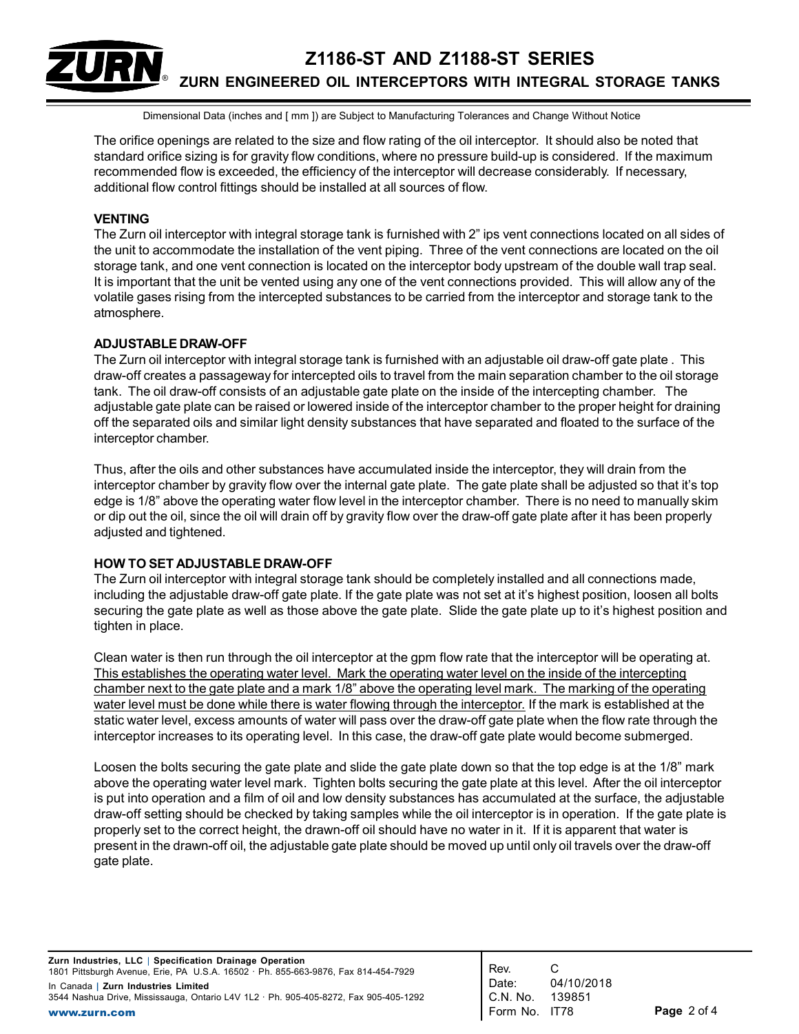The orifice openings are related to the size and flow rating of the oil interceptor. It should also be noted that standard orifice sizing is for gravity flow conditions, where no pressure build-up is considered. If the maximum recommended flow is exceeded, the efficiency of the interceptor will decrease considerably. If necessary, additional flow control fittings should be installed at all sources of flow.

### VENTING

The Zurn oil interceptor with integral storage tank is furnished with 2" ips vent connections located on all sides of the unit to accommodate the installation of the vent piping. Three of the vent connections are located on the oil storage tank, and one vent connection is located on the interceptor body upstream of the double wall trap seal. It is important that the unit be vented using any one of the vent connections provided. This will allow any of the volatile gases rising from the intercepted substances to be carried from the interceptor and storage tank to the atmosphere.

### ADJUSTABLE DRAW-OFF

The Zurn oil interceptor with integral storage tank is furnished with an adjustable oil draw-off gate plate . This draw-off creates a passageway for intercepted oils to travel from the main separation chamber to the oil storage tank. The oil draw-off consists of an adjustable gate plate on the inside of the intercepting chamber. The adjustable gate plate can be raised or lowered inside of the interceptor chamber to the proper height for draining off the separated oils and similar light density substances that have separated and floated to the surface of the interceptor chamber.

Thus, after the oils and other substances have accumulated inside the interceptor, they will drain from the interceptor chamber by gravity flow over the internal gate plate. The gate plate shall be adjusted so that it's top edge is 1/8" above the operating water flow level in the interceptor chamber. There is no need to manually skim or dip out the oil, since the oil will drain off by gravity flow over the draw-off gate plate after it has been properly adjusted and tightened.

### HOW TO SET ADJUSTABLE DRAW-OFF

The Zurn oil interceptor with integral storage tank should be completely installed and all connections made, including the adjustable draw-off gate plate. If the gate plate was not set at it's highest position, loosen all bolts securing the gate plate as well as those above the gate plate. Slide the gate plate up to it's highest position and tighten in place.

Clean water is then run through the oil interceptor at the gpm flow rate that the interceptor will be operating at. <u>This establishes the operating water level. Mark the operating water level on the inside of the intercepting chamber next to the gate plate and a mark 1/8" above the operating level mark. The marking of the operating water level must be done while there is water flowing through the interceptor.</u> If the mark is established at the static water level, excess amounts of water will pass over the draw-off gate plate when the flow rate through the interceptor increases to its operating level. In this case, the draw-off gate plate would become submerged.

Loosen the bolts securing the gate plate and slide the gate plate down so that the top edge is at the 1/8" mark above the operating water level mark. Tighten bolts securing the gate plate at this level. After the oil interceptor is put into operation and a film of oil and low density substances has accumulated at the surface, the adjustable draw-off setting should be checked by taking samples while the oil interceptor is in operation. If the gate plate is properly set to the correct height, the drawn-off oil should have no water in it. If it is apparent that water is present in the drawn-off oil, the adjustable gate plate should be moved up until only oil travels over the draw-off gate plate.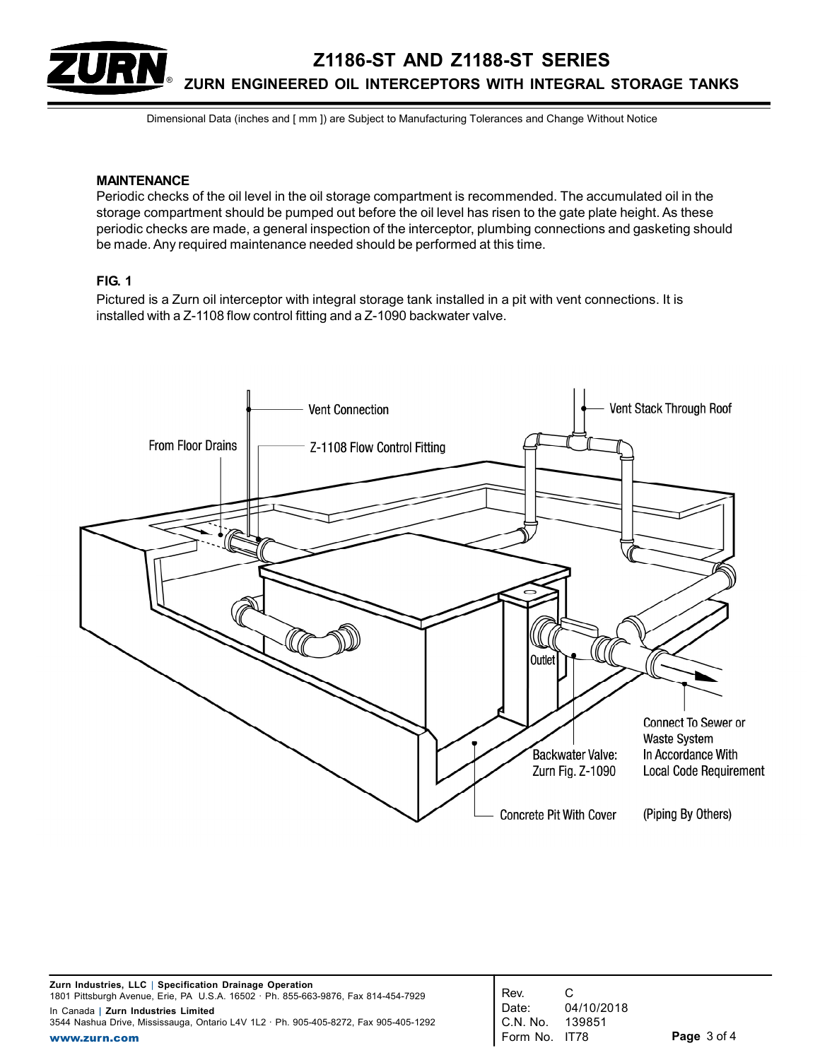Dimensional Data (inches and [ mm ]) are Subject to Manufacturing Tolerances and Change Without Notice

### MAINTENANCE

Periodic checks of the oil level in the oil storage compartment is recommended. The accumulated oil in the storage compartment should be pumped out before the oil level has risen to the gate plate height. As these periodic checks are made, a general inspection of the interceptor, plumbing connections and gasketing should be made. Any required maintenance needed should be performed at this time.

### FIG. 1

Pictured is a Zurn oil interceptor with integral storage tank installed in a pit with vent connections. It is installed with a Z-1108 flow control fitting and a Z-1090 backwater valve.

Vent Connection

Vent Stack Through Roof

From Floor Drains

Z-1108 Flow Control Fitting

Outlet

Connect To Sewer or Waste System In Accordance With Local Code Requirement

Backwater Valve: Zurn Fig. Z-1090

Concrete Pit With Cover

(Piping By Others)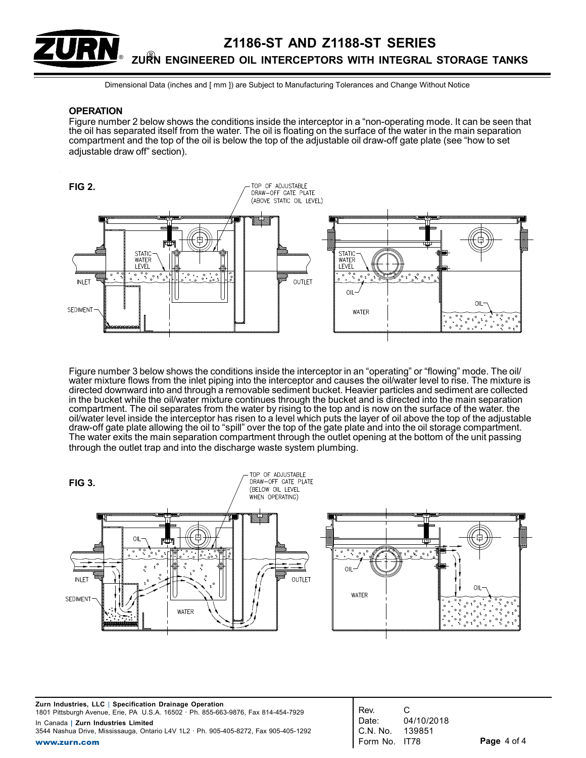Dimensional Data (inches and [ mm ]) are Subject to Manufacturing Tolerances and Change Without Notice

## OPERATION

Figure number 2 below shows the conditions inside the interceptor in a "non-operating mode. It can be seen that the oil has separated itself from the water. The oil is floating on the surface of the water in the main separation compartment and the top of the oil is below the top of the adjustable oil draw-off gate plate (see "how to set adjustable draw off" section).

**FIG 2.**

TOP OF ADJUSTABLE DRAW-OFF GATE PLATE (ABOVE STATIC OIL LEVEL)

STATIC WATER LEVEL

INLET

SEDIMENT

OUTLET

STATIC WATER LEVEL

OIL

WATER

OIL

Figure number 3 below shows the conditions inside the interceptor in an "operating" or "flowing" mode. The oil/ water mixture flows from the inlet piping into the interceptor and causes the oil/water level to rise. The mixture is directed downward into and through a removable sediment bucket. Heavier particles and sediment are collected in the bucket while the oil/water mixture continues through the bucket and is directed into the main separation compartment. The oil separates from the water by rising to the top and is now on the surface of the water. the oil/water level inside the interceptor has risen to a level which puts the layer of oil above the top of the adjustable draw-off gate plate allowing the oil to "spill" over the top of the gate plate and into the oil storage compartment. The water exits the main separation compartment through the outlet opening at the bottom of the unit passing through the outlet trap and into the discharge waste system plumbing.

**FIG 3.**

TOP OF ADJUSTABLE DRAW-OFF GATE PLATE (BELOW OIL LEVEL WHEN OPERATING)

OIL

INLET

SEDIMENT

WATER

OUTLET

OIL

WATER

OIL

**Zurn Industries, LLC** | **Specification Drainage Operation**
1801 Pittsburgh Avenue, Erie, PA U.S.A. 16502 · Ph. 855-663-9876, Fax 814-454-7929
In Canada | **Zurn Industries Limited**
3544 Nashua Drive, Mississauga, Ontario L4V 1L2 · Ph. 905-405-8272, Fax 905-405-1292
www.zurn.com

Rev. C
Date: 04/10/2018
C.N. No. 139851
Form No. IT78